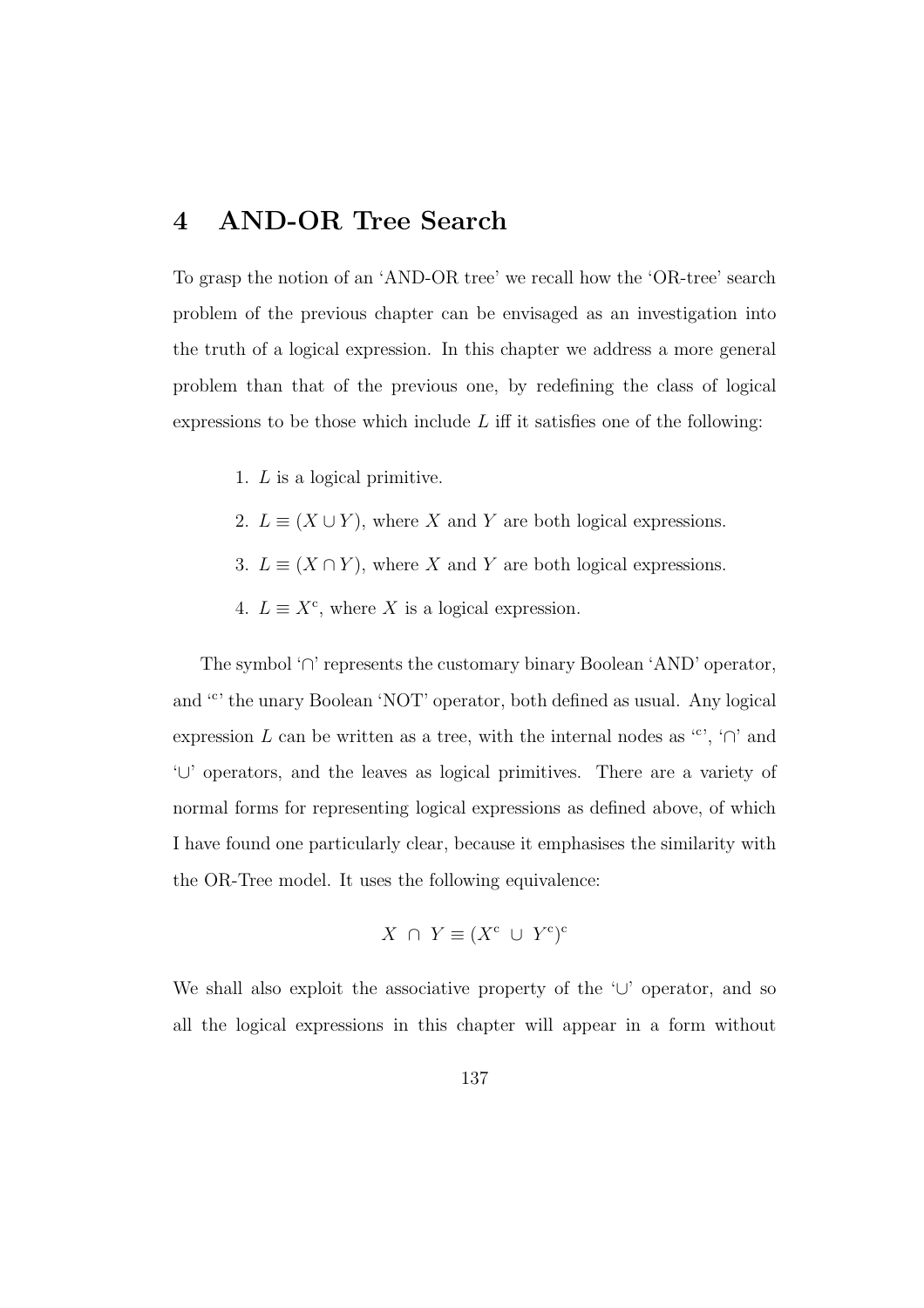# 4 AND-OR Tree Search

To grasp the notion of an 'AND-OR tree' we recall how the 'OR-tree' search problem of the previous chapter can be envisaged as an investigation into the truth of a logical expression. In this chapter we address a more general problem than that of the previous one, by redefining the class of logical expressions to be those which include $L$ iff it satisfies one of the following:

1. $L$ is a logical primitive.
2. $L \equiv (X \cup Y)$, where $X$ and $Y$ are both logical expressions.
3. $L \equiv (X \cap Y)$, where $X$ and $Y$ are both logical expressions.
4. $L \equiv X^{\mathrm{c}}$, where $X$ is a logical expression.

The symbol '$\cap$' represents the customary binary Boolean 'AND' operator, and '$^{\mathrm{c}}$' the unary Boolean 'NOT' operator, both defined as usual. Any logical expression $L$ can be written as a tree, with the internal nodes as '$^{\mathrm{c}}$', '$\cap$' and '$\cup$' operators, and the leaves as logical primitives. There are a variety of normal forms for representing logical expressions as defined above, of which I have found one particularly clear, because it emphasises the similarity with the OR-Tree model. It uses the following equivalence:

$$X \ \cap \ Y \equiv (X^{\mathrm{c}} \ \cup \ Y^{\mathrm{c}})^{\mathrm{c}}$$

We shall also exploit the associative property of the '$\cup$' operator, and so all the logical expressions in this chapter will appear in a form without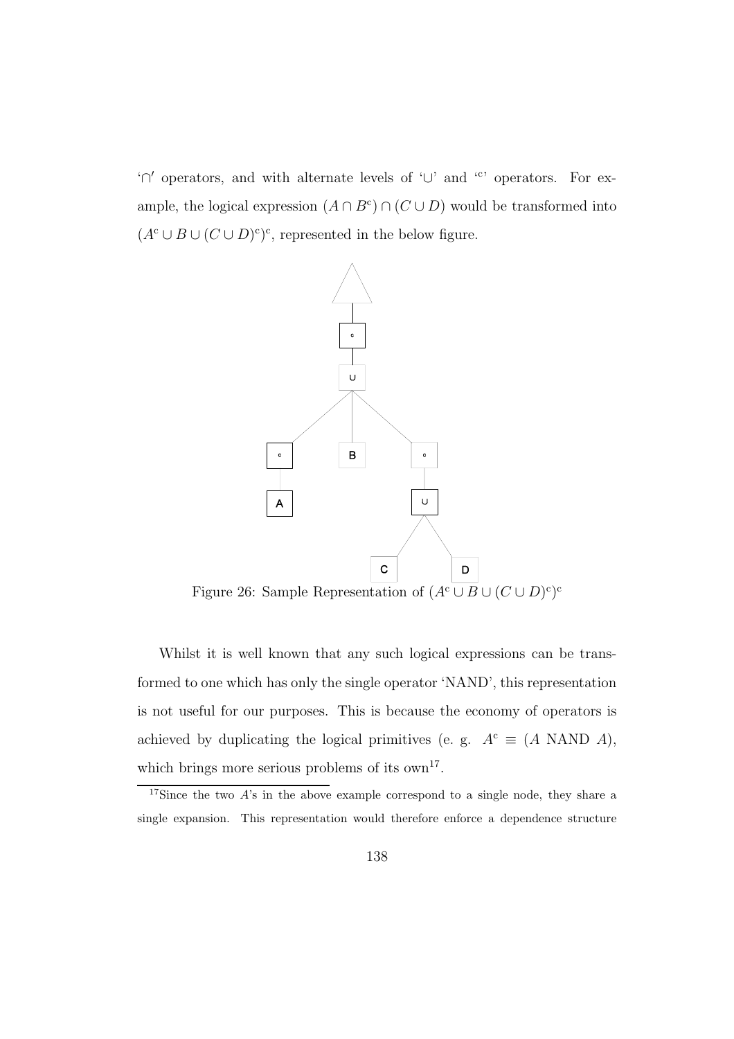'$\cap$' operators, and with alternate levels of '$\cup$' and '$^c$' operators. For example, the logical expression $(A \cap B^c) \cap (C \cup D)$ would be transformed into $(A^c \cup B \cup (C \cup D)^c)^c$, represented in the below figure.

Figure 26: Sample Representation of $(A^c \cup B \cup (C \cup D)^c)^c$

Whilst it is well known that any such logical expressions can be transformed to one which has only the single operator 'NAND', this representation is not useful for our purposes. This is because the economy of operators is achieved by duplicating the logical primitives (e. g. $A^c \equiv (A \text{ NAND } A)$, which brings more serious problems of its own[17].

[17] Since the two $A$'s in the above example correspond to a single node, they share a single expansion. This representation would therefore enforce a dependence structure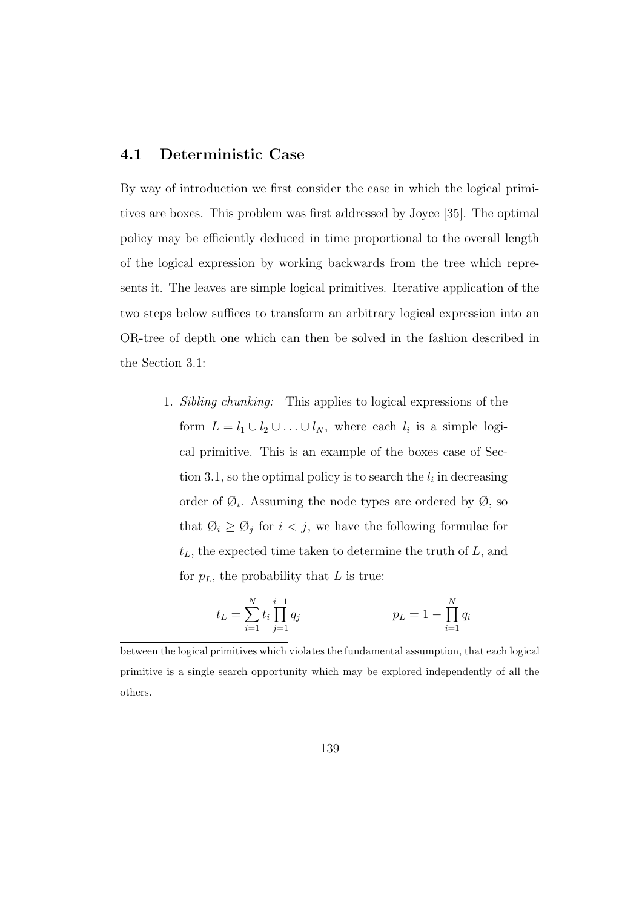## 4.1 Deterministic Case

By way of introduction we first consider the case in which the logical primitives are boxes. This problem was first addressed by Joyce [35]. The optimal policy may be efficiently deduced in time proportional to the overall length of the logical expression by working backwards from the tree which represents it. The leaves are simple logical primitives. Iterative application of the two steps below suffices to transform an arbitrary logical expression into an OR-tree of depth one which can then be solved in the fashion described in the Section 3.1:

1. *Sibling chunking:* This applies to logical expressions of the form $L = l_1 \cup l_2 \cup \ldots \cup l_N$, where each $l_i$ is a simple logical primitive. This is an example of the boxes case of Section 3.1, so the optimal policy is to search the $l_i$ in decreasing order of $\emptyset_i$. Assuming the node types are ordered by $\emptyset$, so that $\emptyset_i \geq \emptyset_j$ for $i < j$, we have the following formulae for $t_L$, the expected time taken to determine the truth of $L$, and for $p_L$, the probability that $L$ is true:

$$t_L = \sum_{i=1}^{N} t_i \prod_{j=1}^{i-1} q_j \qquad\qquad p_L = 1 - \prod_{i=1}^{N} q_i$$

between the logical primitives which violates the fundamental assumption, that each logical primitive is a single search opportunity which may be explored independently of all the others.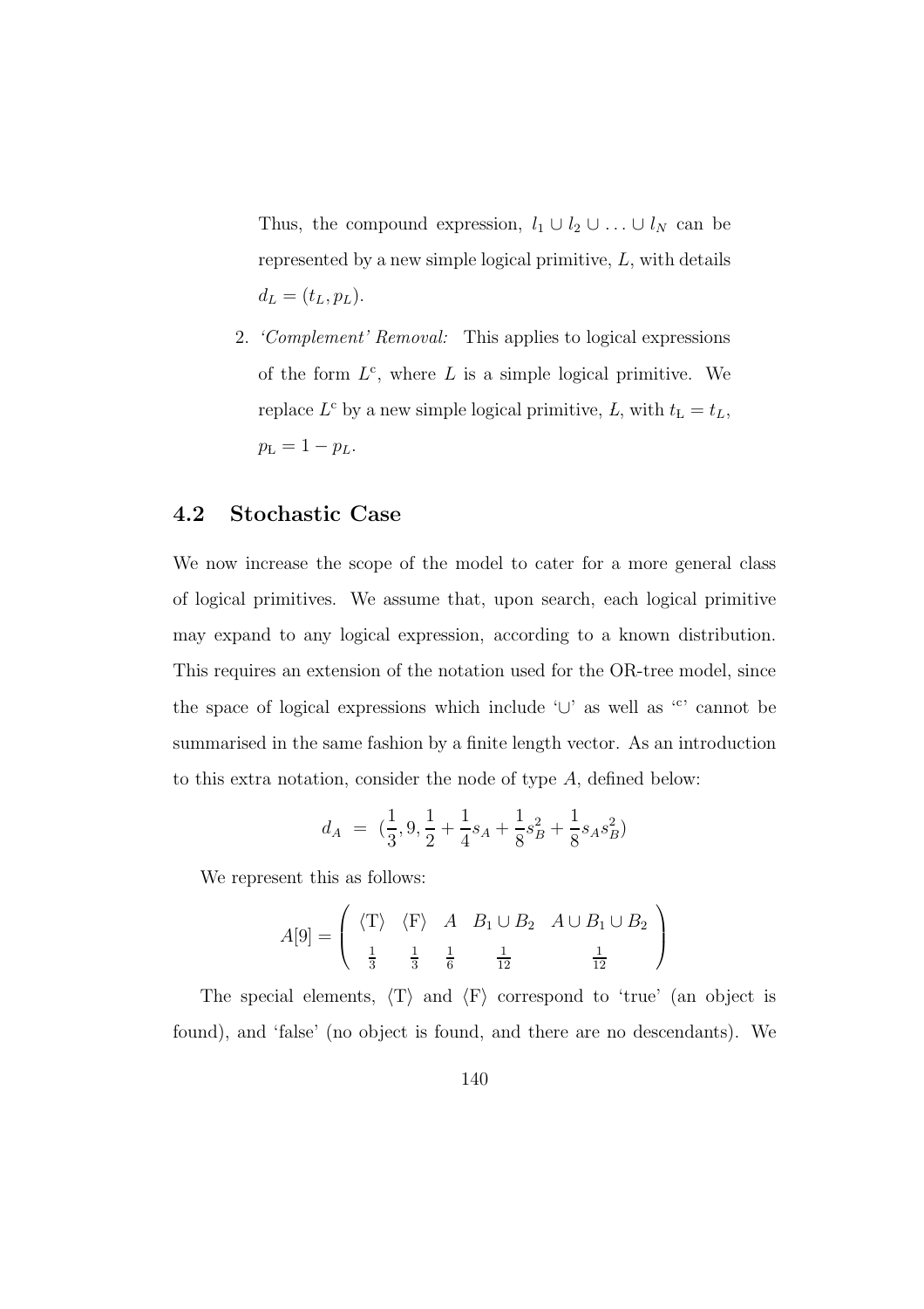Thus, the compound expression, $l_1 \cup l_2 \cup \ldots \cup l_N$ can be represented by a new simple logical primitive, $L$, with details $d_L = (t_L, p_L)$.

2. *'Complement' Removal:* This applies to logical expressions of the form $L^c$, where $L$ is a simple logical primitive. We replace $L^c$ by a new simple logical primitive, $\mathrm{L}$, with $t_{\mathrm{L}} = t_L$, $p_{\mathrm{L}} = 1 - p_L$.

## 4.2 Stochastic Case

We now increase the scope of the model to cater for a more general class of logical primitives. We assume that, upon search, each logical primitive may expand to any logical expression, according to a known distribution. This requires an extension of the notation used for the OR-tree model, since the space of logical expressions which include '$\cup$' as well as '$^c$' cannot be summarised in the same fashion by a finite length vector. As an introduction to this extra notation, consider the node of type $A$, defined below:

$$d_A = (\frac{1}{3}, 9, \frac{1}{2} + \frac{1}{4}s_A + \frac{1}{8}s_B^2 + \frac{1}{8}s_A s_B^2)$$

We represent this as follows:

$$A[9] = \left( \begin{array}{ccccc} \langle \mathrm{T} \rangle & \langle \mathrm{F} \rangle & A & B_1 \cup B_2 & A \cup B_1 \cup B_2 \\ \frac{1}{3} & \frac{1}{3} & \frac{1}{6} & \frac{1}{12} & \frac{1}{12} \end{array} \right)$$

The special elements, $\langle \mathrm{T} \rangle$ and $\langle \mathrm{F} \rangle$ correspond to 'true' (an object is found), and 'false' (no object is found, and there are no descendants). We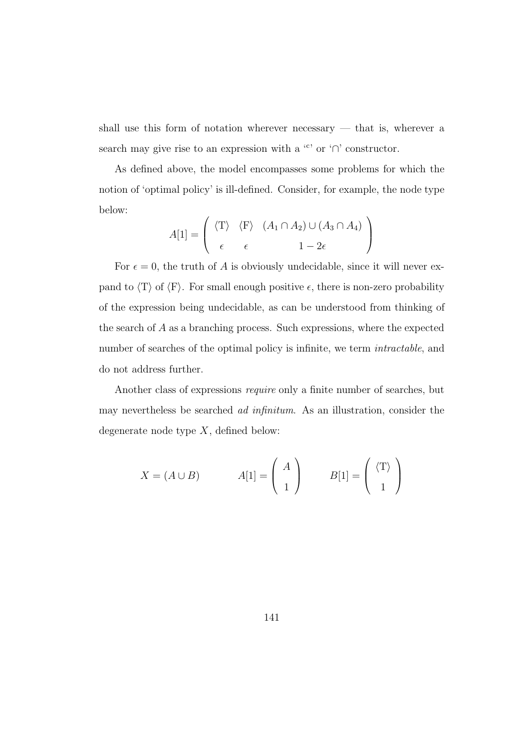shall use this form of notation wherever necessary — that is, wherever a search may give rise to an expression with a '$^c$' or '$\cap$' constructor.

As defined above, the model encompasses some problems for which the notion of 'optimal policy' is ill-defined. Consider, for example, the node type below:

$$A[1] = \left( \begin{array}{ccc} \langle \mathrm{T} \rangle & \langle \mathrm{F} \rangle & (A_1 \cap A_2) \cup (A_3 \cap A_4) \\ \epsilon & \epsilon & 1 - 2\epsilon \end{array} \right)$$

For $\epsilon = 0$, the truth of $A$ is obviously undecidable, since it will never expand to $\langle \mathrm{T} \rangle$ of $\langle \mathrm{F} \rangle$. For small enough positive $\epsilon$, there is non-zero probability of the expression being undecidable, as can be understood from thinking of the search of $A$ as a branching process. Such expressions, where the expected number of searches of the optimal policy is infinite, we term *intractable*, and do not address further.

Another class of expressions *require* only a finite number of searches, but may nevertheless be searched *ad infinitum*. As an illustration, consider the degenerate node type $X$, defined below:

$$X = (A \cup B) \qquad A[1] = \left( \begin{array}{c} A \\ 1 \end{array} \right) \qquad B[1] = \left( \begin{array}{c} \langle \mathrm{T} \rangle \\ 1 \end{array} \right)$$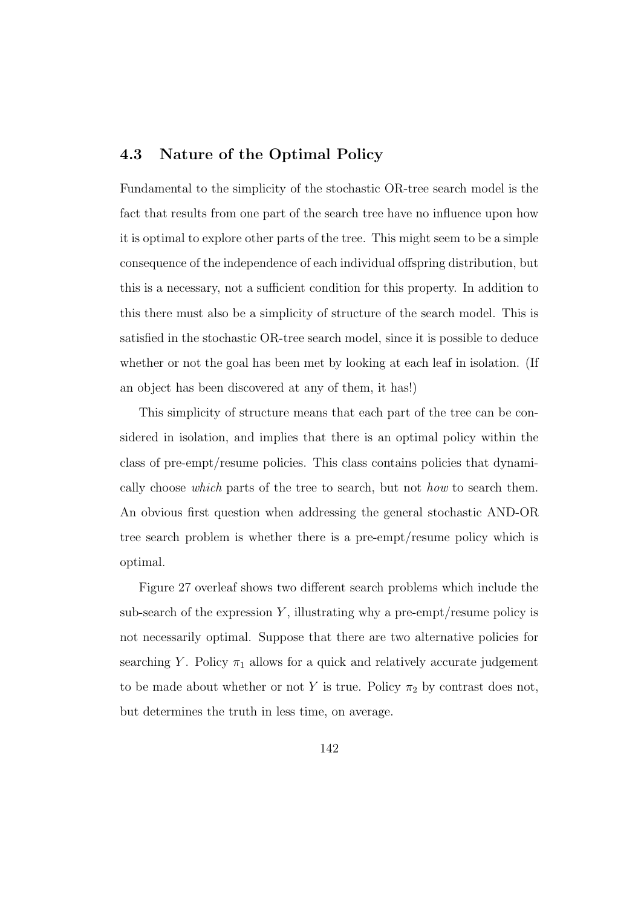## 4.3 Nature of the Optimal Policy

Fundamental to the simplicity of the stochastic OR-tree search model is the fact that results from one part of the search tree have no influence upon how it is optimal to explore other parts of the tree. This might seem to be a simple consequence of the independence of each individual offspring distribution, but this is a necessary, not a sufficient condition for this property. In addition to this there must also be a simplicity of structure of the search model. This is satisfied in the stochastic OR-tree search model, since it is possible to deduce whether or not the goal has been met by looking at each leaf in isolation. (If an object has been discovered at any of them, it has!)

This simplicity of structure means that each part of the tree can be considered in isolation, and implies that there is an optimal policy within the class of pre-empt/resume policies. This class contains policies that dynamically choose *which* parts of the tree to search, but not *how* to search them. An obvious first question when addressing the general stochastic AND-OR tree search problem is whether there is a pre-empt/resume policy which is optimal.

Figure 27 overleaf shows two different search problems which include the sub-search of the expression $Y$, illustrating why a pre-empt/resume policy is not necessarily optimal. Suppose that there are two alternative policies for searching $Y$. Policy $\pi_1$ allows for a quick and relatively accurate judgement to be made about whether or not $Y$ is true. Policy $\pi_2$ by contrast does not, but determines the truth in less time, on average.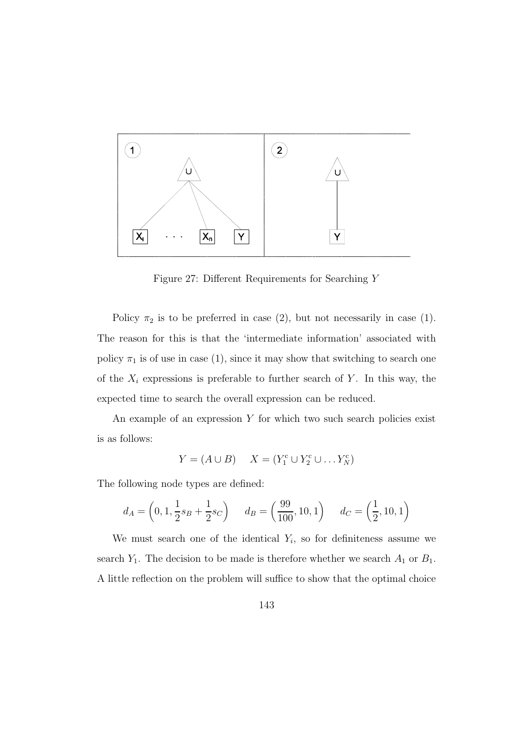Figure 27: Different Requirements for Searching $Y$

Policy $\pi_2$ is to be preferred in case (2), but not necessarily in case (1). The reason for this is that the 'intermediate information' associated with policy $\pi_1$ is of use in case (1), since it may show that switching to search one of the $X_i$ expressions is preferable to further search of $Y$. In this way, the expected time to search the overall expression can be reduced.

An example of an expression $Y$ for which two such search policies exist is as follows:

$$Y = (A \cup B) \quad X = (Y_1^c \cup Y_2^c \cup \ldots Y_N^c)$$

The following node types are defined:

$$d_A = \left(0, 1, \frac{1}{2}s_B + \frac{1}{2}s_C\right) \quad d_B = \left(\frac{99}{100}, 10, 1\right) \quad d_C = \left(\frac{1}{2}, 10, 1\right)$$

We must search one of the identical $Y_i$, so for definiteness assume we search $Y_1$. The decision to be made is therefore whether we search $A_1$ or $B_1$. A little reflection on the problem will suffice to show that the optimal choice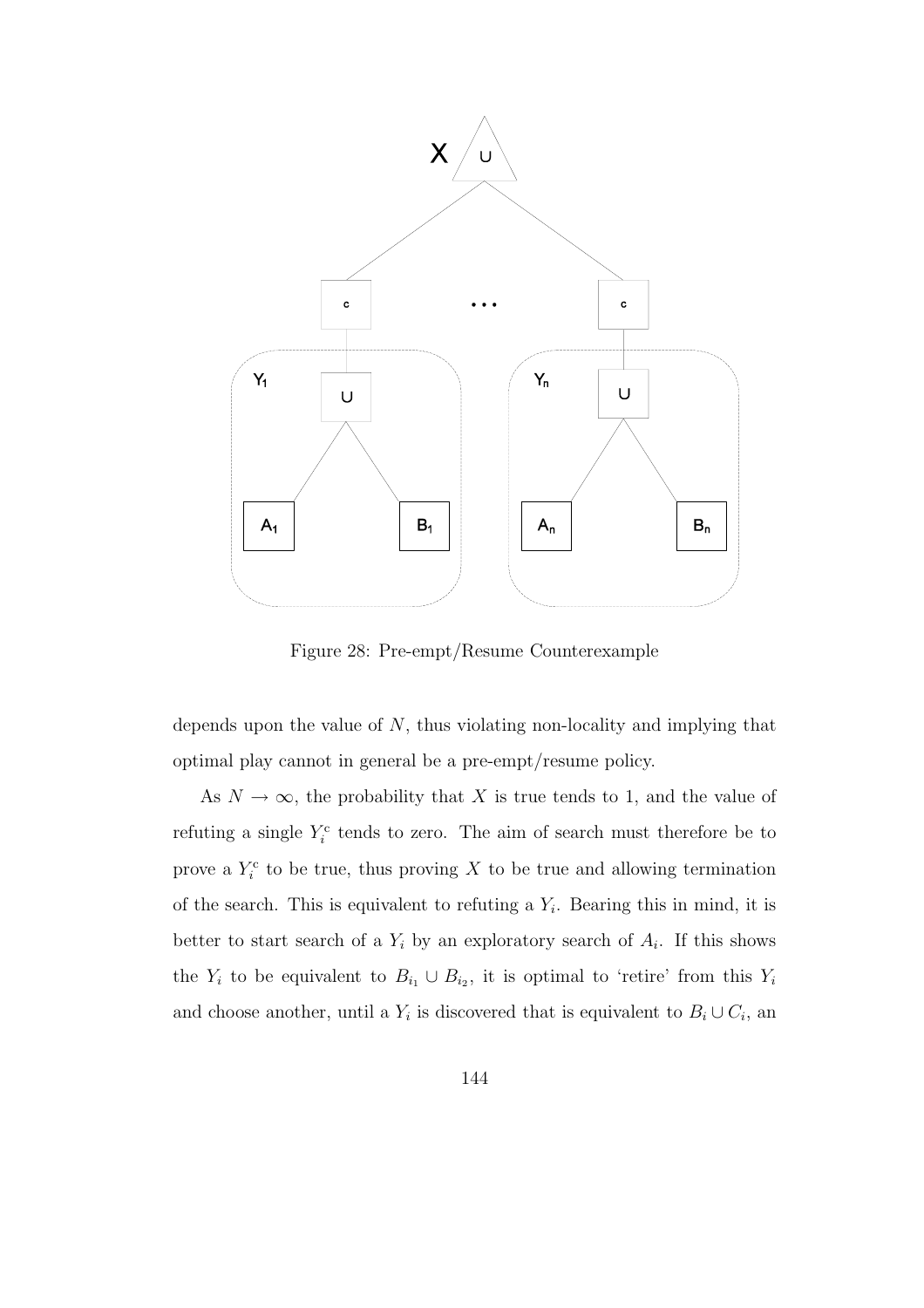Figure 28: Pre-empt/Resume Counterexample

depends upon the value of $N$, thus violating non-locality and implying that optimal play cannot in general be a pre-empt/resume policy.

As $N \to \infty$, the probability that $X$ is true tends to 1, and the value of refuting a single $Y_i^c$ tends to zero. The aim of search must therefore be to prove a $Y_i^c$ to be true, thus proving $X$ to be true and allowing termination of the search. This is equivalent to refuting a $Y_i$. Bearing this in mind, it is better to start search of a $Y_i$ by an exploratory search of $A_i$. If this shows the $Y_i$ to be equivalent to $B_{i_1} \cup B_{i_2}$, it is optimal to 'retire' from this $Y_i$ and choose another, until a $Y_i$ is discovered that is equivalent to $B_i \cup C_i$, an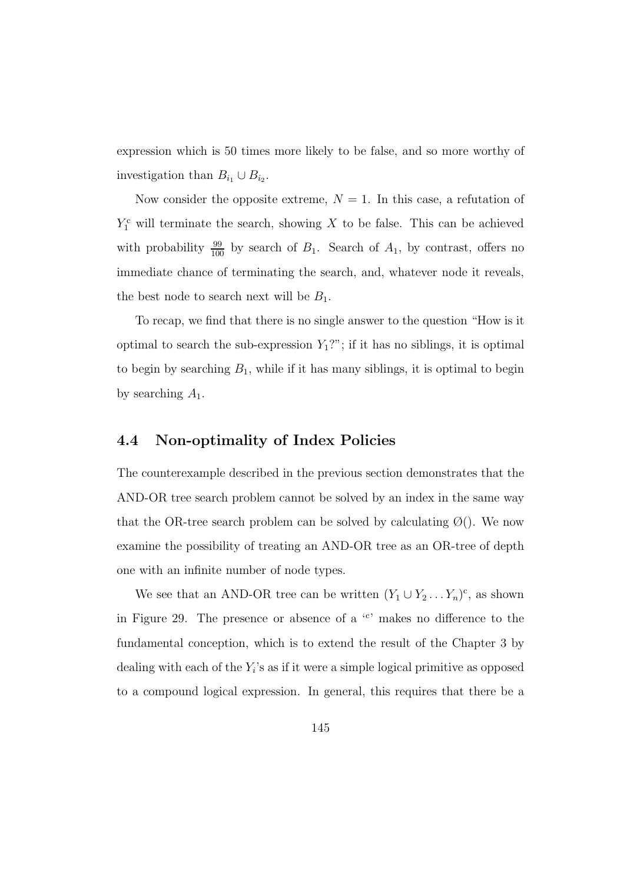expression which is 50 times more likely to be false, and so more worthy of investigation than $B_{i_1} \cup B_{i_2}$.

Now consider the opposite extreme, $N = 1$. In this case, a refutation of $Y_1^c$ will terminate the search, showing $X$ to be false. This can be achieved with probability $\frac{99}{100}$ by search of $B_1$. Search of $A_1$, by contrast, offers no immediate chance of terminating the search, and, whatever node it reveals, the best node to search next will be $B_1$.

To recap, we find that there is no single answer to the question "How is it optimal to search the sub-expression $Y_1$?"; if it has no siblings, it is optimal to begin by searching $B_1$, while if it has many siblings, it is optimal to begin by searching $A_1$.

## 4.4 Non-optimality of Index Policies

The counterexample described in the previous section demonstrates that the AND-OR tree search problem cannot be solved by an index in the same way that the OR-tree search problem can be solved by calculating $\emptyset()$. We now examine the possibility of treating an AND-OR tree as an OR-tree of depth one with an infinite number of node types.

We see that an AND-OR tree can be written $(Y_1 \cup Y_2 \ldots Y_n)^c$, as shown in Figure 29. The presence or absence of a '$^c$' makes no difference to the fundamental conception, which is to extend the result of the Chapter 3 by dealing with each of the $Y_i$'s as if it were a simple logical primitive as opposed to a compound logical expression. In general, this requires that there be a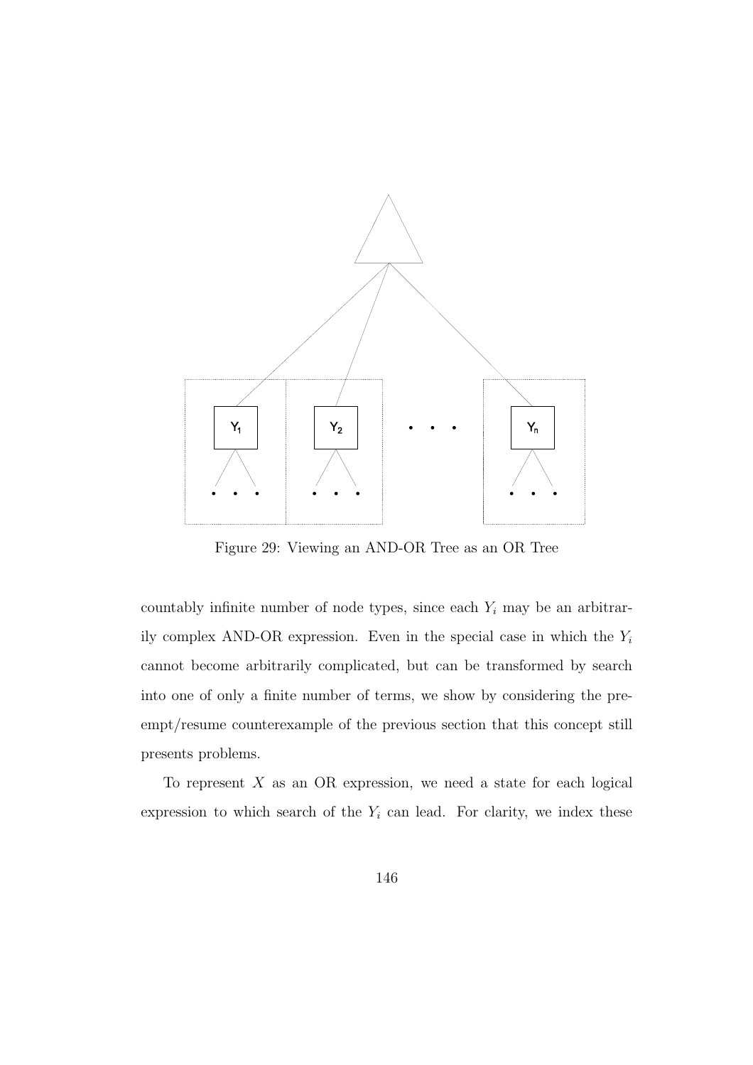Figure 29: Viewing an AND-OR Tree as an OR Tree

countably infinite number of node types, since each $Y_i$ may be an arbitrarily complex AND-OR expression. Even in the special case in which the $Y_i$ cannot become arbitrarily complicated, but can be transformed by search into one of only a finite number of terms, we show by considering the preempt/resume counterexample of the previous section that this concept still presents problems.

To represent $X$ as an OR expression, we need a state for each logical expression to which search of the $Y_i$ can lead. For clarity, we index these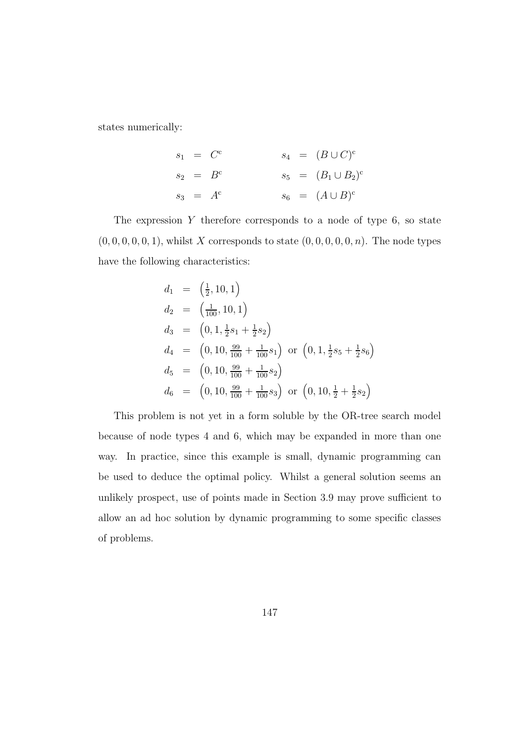states numerically:

$$
\begin{aligned}
s_1 &= C^{\mathrm{c}} & \qquad s_4 &= (B \cup C)^{\mathrm{c}} \\
s_2 &= B^{\mathrm{c}} & \qquad s_5 &= (B_1 \cup B_2)^{\mathrm{c}} \\
s_3 &= A^{\mathrm{c}} & \qquad s_6 &= (A \cup B)^{\mathrm{c}}
\end{aligned}
$$

The expression $Y$ therefore corresponds to a node of type 6, so state $(0, 0, 0, 0, 0, 1)$, whilst $X$ corresponds to state $(0, 0, 0, 0, 0, n)$. The node types have the following characteristics:

$$
\begin{aligned}
d_1 &= \left(\tfrac{1}{2}, 10, 1\right) \\
d_2 &= \left(\tfrac{1}{100}, 10, 1\right) \\
d_3 &= \left(0, 1, \tfrac{1}{2}s_1 + \tfrac{1}{2}s_2\right) \\
d_4 &= \left(0, 10, \tfrac{99}{100} + \tfrac{1}{100}s_1\right) \text{ or } \left(0, 1, \tfrac{1}{2}s_5 + \tfrac{1}{2}s_6\right) \\
d_5 &= \left(0, 10, \tfrac{99}{100} + \tfrac{1}{100}s_2\right) \\
d_6 &= \left(0, 10, \tfrac{99}{100} + \tfrac{1}{100}s_3\right) \text{ or } \left(0, 10, \tfrac{1}{2} + \tfrac{1}{2}s_2\right)
\end{aligned}
$$

This problem is not yet in a form soluble by the OR-tree search model because of node types 4 and 6, which may be expanded in more than one way. In practice, since this example is small, dynamic programming can be used to deduce the optimal policy. Whilst a general solution seems an unlikely prospect, use of points made in Section 3.9 may prove sufficient to allow an ad hoc solution by dynamic programming to some specific classes of problems.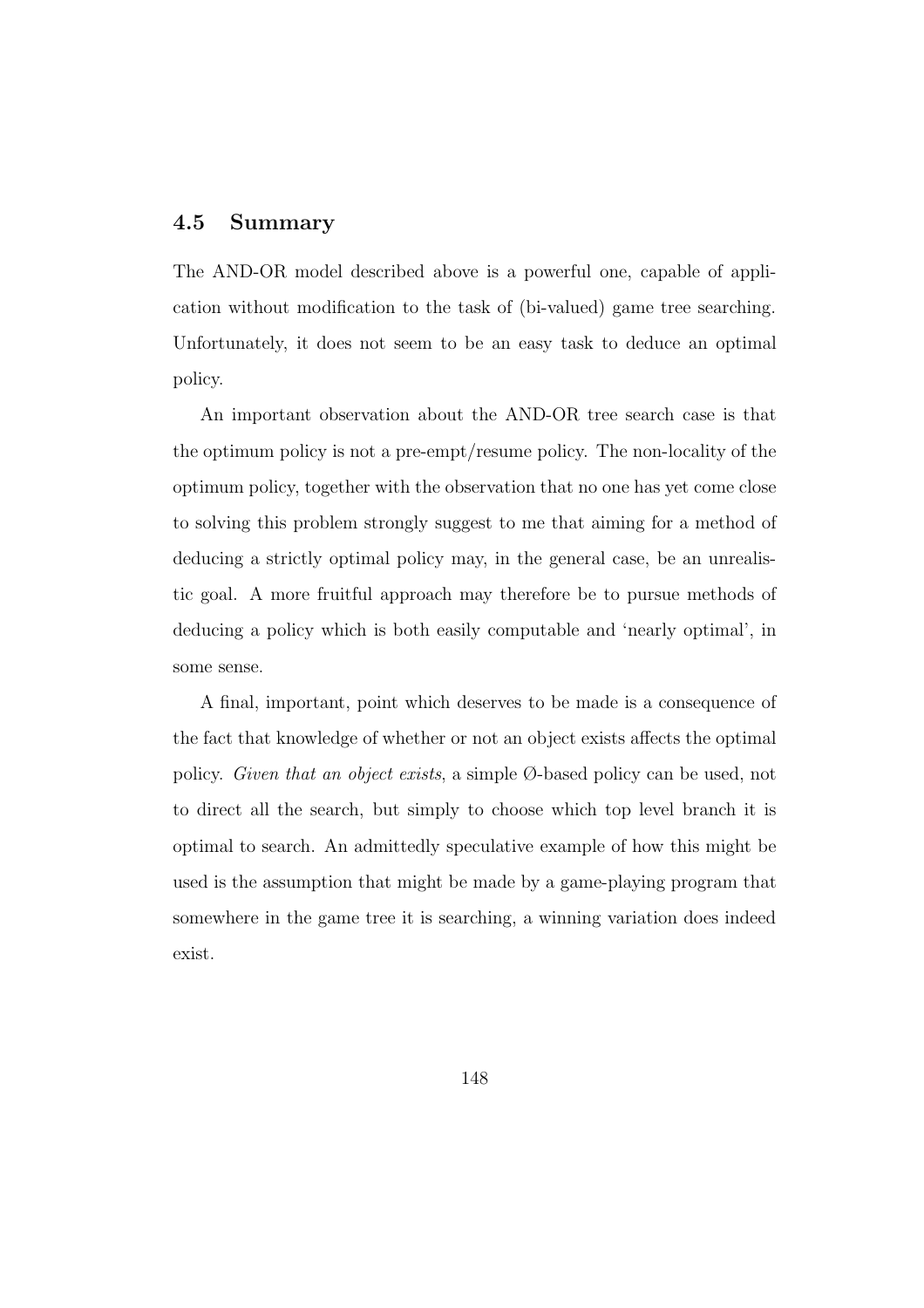## 4.5 Summary

The AND-OR model described above is a powerful one, capable of application without modification to the task of (bi-valued) game tree searching. Unfortunately, it does not seem to be an easy task to deduce an optimal policy.

An important observation about the AND-OR tree search case is that the optimum policy is not a pre-empt/resume policy. The non-locality of the optimum policy, together with the observation that no one has yet come close to solving this problem strongly suggest to me that aiming for a method of deducing a strictly optimal policy may, in the general case, be an unrealistic goal. A more fruitful approach may therefore be to pursue methods of deducing a policy which is both easily computable and 'nearly optimal', in some sense.

A final, important, point which deserves to be made is a consequence of the fact that knowledge of whether or not an object exists affects the optimal policy. *Given that an object exists*, a simple Ø-based policy can be used, not to direct all the search, but simply to choose which top level branch it is optimal to search. An admittedly speculative example of how this might be used is the assumption that might be made by a game-playing program that somewhere in the game tree it is searching, a winning variation does indeed exist.